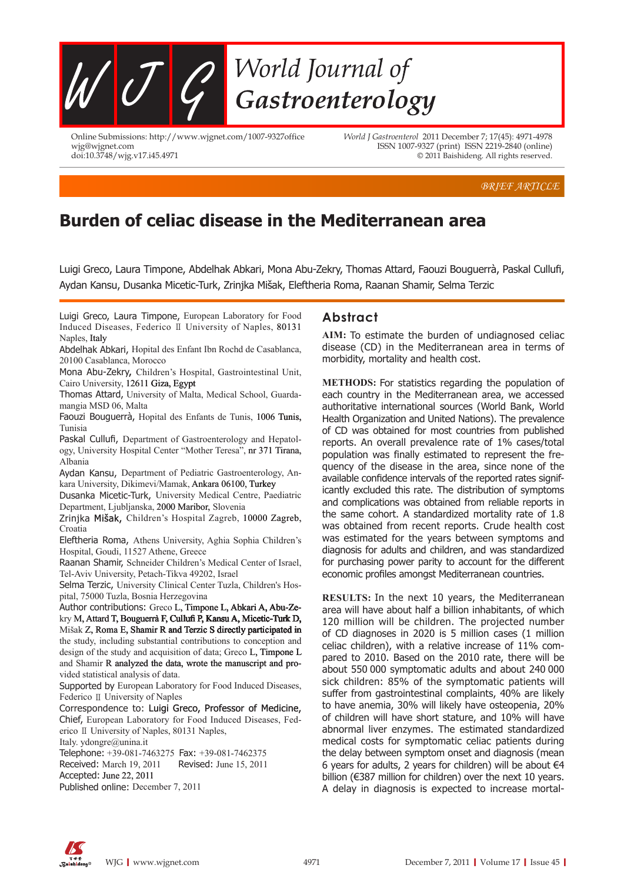BRIEF ARTICLE

# Burden of celiac disease in the Mediterranean area

Luigi Greco, Laura Timpone, Abdelhak Abkari, Mona Abu-Zekry, Thomas Attard, Faouzi Bouguerrà, Paskal Cullufi, Aydan Kansu, Dusanka Micetic-Turk, Zrinjka Mišak, Eleftheria Roma, Raanan Shamir, Selma Terzic

Luigi Greco, Laura Timpone, European Laboratory for Food Induced Diseases, Federico II University of Naples, 80131 Naples, Italy

Abdelhak Abkari, Hopital des Enfant Ibn Rochd de Casablanca, 20100 Casablanca, Morocco

Mona Abu-Zekry, Children's Hospital, Gastrointestinal Unit, Cairo University, 12611 Giza, Egypt

Thomas Attard, University of Malta, Medical School, Guardamangia MSD 06, Malta

Faouzi Bouguerrà, Hopital des Enfants de Tunis, 1006 Tunis, Tunisia

Paskal Cullufi, Department of Gastroenterology and Hepatology, University Hospital Center "Mother Teresa", nr 371 Tirana, Albania

Aydan Kansu, Department of Pediatric Gastroenterology, Ankara University, Dikimevi/Mamak, Ankara 06100, Turkey

Dusanka Micetic-Turk, University Medical Centre, Paediatric Department, Ljubljanska, 2000 Maribor, Slovenia

Zrinjka Mišak, Children's Hospital Zagreb, 10000 Zagreb, Croatia

Eleftheria Roma, Athens University, Aghia Sophia Children's Hospital, Goudi, 11527 Athene, Greece

Raanan Shamir, Schneider Children's Medical Center of Israel, Tel-Aviv University, Petach-Tikva 49202, Israel

Selma Terzic, University Clinical Center Tuzla, Children's Hospital, 75000 Tuzla, Bosnia Herzegovina

Author contributions: Greco L, Timpone L, Abkari A, Abu-Zekry M, Attard T, Bouguerrà F, Cullufi P, Kansu A, Micetic-Turk D, Mišak Z, Roma E, Shamir R and Terzic S directly participated in the study, including substantial contributions to conception and design of the study and acquisition of data; Greco L, Timpone L and Shamir R analyzed the data, wrote the manuscript and provided statistical analysis of data.

Supported by European Laboratory for Food Induced Diseases, Federico II University of Naples

Correspondence to: Luigi Greco, Professor of Medicine, Chief, European Laboratory for Food Induced Diseases, Federico II University of Naples, 80131 Naples, Italy. ydongre@unina.it

Telephone: +39-081-7463275 Fax: +39-081-7462375

Received: March 19, 2011 Revised: June 15, 2011

Accepted: June 22, 2011

Published online: December 7, 2011

## Abstract

**AIM:** To estimate the burden of undiagnosed celiac disease (CD) in the Mediterranean area in terms of morbidity, mortality and health cost.

**METHODS:** For statistics regarding the population of each country in the Mediterranean area, we accessed authoritative international sources (World Bank, World Health Organization and United Nations). The prevalence of CD was obtained for most countries from published reports. An overall prevalence rate of 1% cases/total population was finally estimated to represent the frequency of the disease in the area, since none of the available confidence intervals of the reported rates significantly excluded this rate. The distribution of symptoms and complications was obtained from reliable reports in the same cohort. A standardized mortality rate of 1.8 was obtained from recent reports. Crude health cost was estimated for the years between symptoms and diagnosis for adults and children, and was standardized for purchasing power parity to account for the different economic profiles amongst Mediterranean countries.

**RESULTS:** In the next 10 years, the Mediterranean area will have about half a billion inhabitants, of which 120 million will be children. The projected number of CD diagnoses in 2020 is 5 million cases (1 million celiac children), with a relative increase of 11% compared to 2010. Based on the 2010 rate, there will be about 550 000 symptomatic adults and about 240 000 sick children: 85% of the symptomatic patients will suffer from gastrointestinal complaints, 40% are likely to have anemia, 30% will likely have osteopenia, 20% of children will have short stature, and 10% will have abnormal liver enzymes. The estimated standardized medical costs for symptomatic celiac patients during the delay between symptom onset and diagnosis (mean 6 years for adults, 2 years for children) will be about €4 billion (€387 million for children) over the next 10 years. A delay in diagnosis is expected to increase mortal-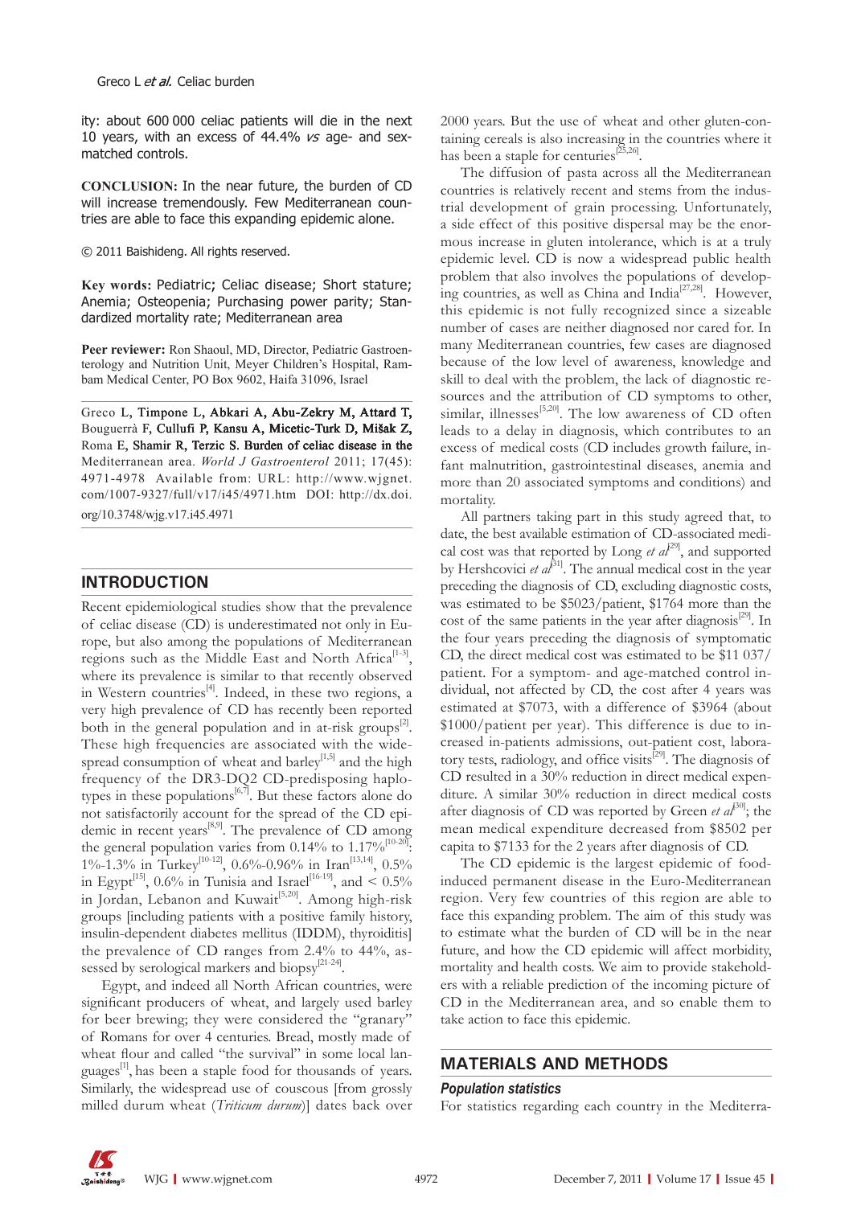ity: about 600 000 celiac patients will die in the next 10 years, with an excess of 44.4% *vs* age- and sex-matched controls.

**CONCLUSION:** In the near future, the burden of CD will increase tremendously. Few Mediterranean countries are able to face this expanding epidemic alone.

© 2011 Baishideng. All rights reserved.

**Key words:** Pediatric; Celiac disease; Short stature; Anemia; Osteopenia; Purchasing power parity; Standardized mortality rate; Mediterranean area

**Peer reviewer:** Ron Shaoul, MD, Director, Pediatric Gastroenterology and Nutrition Unit, Meyer Children's Hospital, Rambam Medical Center, PO Box 9602, Haifa 31096, Israel

Greco L, Timpone L, Abkari A, Abu-Zekry M, Attard T, Bouguerrà F, Cullufi P, Kansu A, Micetic-Turk D, Mišak Z, Roma E, Shamir R, Terzic S. Burden of celiac disease in the Mediterranean area. *World J Gastroenterol* 2011; 17(45): 4971-4978 Available from: URL: http://www.wjgnet.com/1007-9327/full/v17/i45/4971.htm DOI: http://dx.doi.org/10.3748/wjg.v17.i45.4971

## INTRODUCTION

Recent epidemiological studies show that the prevalence of celiac disease (CD) is underestimated not only in Europe, but also among the populations of Mediterranean regions such as the Middle East and North Africa[1-3], where its prevalence is similar to that recently observed in Western countries[4]. Indeed, in these two regions, a very high prevalence of CD has recently been reported both in the general population and in at-risk groups[2]. These high frequencies are associated with the widespread consumption of wheat and barley[1,5] and the high frequency of the DR3-DQ2 CD-predisposing haplotypes in these populations[6,7]. But these factors alone do not satisfactorily account for the spread of the CD epidemic in recent years[8,9]. The prevalence of CD among the general population varies from 0.14% to 1.17%[10-20]: 1%-1.3% in Turkey[10-12], 0.6%-0.96% in Iran[13,14], 0.5% in Egypt[15], 0.6% in Tunisia and Israel[16-19], and < 0.5% in Jordan, Lebanon and Kuwait[5,20]. Among high-risk groups [including patients with a positive family history, insulin-dependent diabetes mellitus (IDDM), thyroiditis] the prevalence of CD ranges from 2.4% to 44%, as assessed by serological markers and biopsy[21-24].

Egypt, and indeed all North African countries, were significant producers of wheat, and largely used barley for beer brewing; they were considered the "granary" of Romans for over 4 centuries. Bread, mostly made of wheat flour and called "the survival" in some local languages[1], has been a staple food for thousands of years. Similarly, the widespread use of couscous [from grossly milled durum wheat (*Triticum durum*)] dates back over 2000 years. But the use of wheat and other gluten-containing cereals is also increasing in the countries where it has been a staple for centuries[25,26].

The diffusion of pasta across all the Mediterranean countries is relatively recent and stems from the industrial development of grain processing. Unfortunately, a side effect of this positive dispersal may be the enormous increase in gluten intolerance, which is at a truly epidemic level. CD is now a widespread public health problem that also involves the populations of developing countries, as well as China and India[27,28]. However, this epidemic is not fully recognized since a sizeable number of cases are neither diagnosed nor cared for. In many Mediterranean countries, few cases are diagnosed because of the low level of awareness, knowledge and skill to deal with the problem, the lack of diagnostic resources and the attribution of CD symptoms to other, similar, illnesses[5,20]. The low awareness of CD often leads to a delay in diagnosis, which contributes to an excess of medical costs (CD includes growth failure, infant malnutrition, gastrointestinal diseases, anemia and more than 20 associated symptoms and conditions) and mortality.

All partners taking part in this study agreed that, to date, the best available estimation of CD-associated medical cost was that reported by Long *et al*[29], and supported by Hershcovici *et al*[31]. The annual medical cost in the year preceding the diagnosis of CD, excluding diagnostic costs, was estimated to be \$5023/patient, \$1764 more than the cost of the same patients in the year after diagnosis[29]. In the four years preceding the diagnosis of symptomatic CD, the direct medical cost was estimated to be \$11 037/patient. For a symptom- and age-matched control individual, not affected by CD, the cost after 4 years was estimated at \$7073, with a difference of \$3964 (about \$1000/patient per year). This difference is due to increased in-patients admissions, out-patient cost, laboratory tests, radiology, and office visits[29]. The diagnosis of CD resulted in a 30% reduction in direct medical expenditure. A similar 30% reduction in direct medical costs after diagnosis of CD was reported by Green *et al*[30]; the mean medical expenditure decreased from \$8502 per capita to \$7133 for the 2 years after diagnosis of CD.

The CD epidemic is the largest epidemic of food-induced permanent disease in the Euro-Mediterranean region. Very few countries of this region are able to face this expanding problem. The aim of this study was to estimate what the burden of CD will be in the near future, and how the CD epidemic will affect morbidity, mortality and health costs. We aim to provide stakeholders with a reliable prediction of the incoming picture of CD in the Mediterranean area, and so enable them to take action to face this epidemic.

## MATERIALS AND METHODS

### Population statistics

For statistics regarding each country in the Mediterra-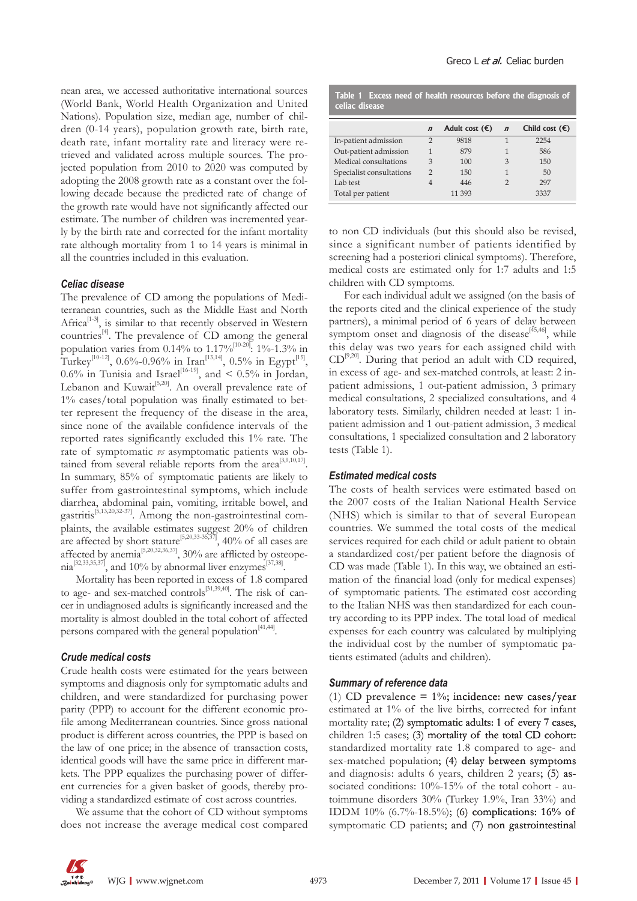nean area, we accessed authoritative international sources (World Bank, World Health Organization and United Nations). Population size, median age, number of children (0-14 years), population growth rate, birth rate, death rate, infant mortality rate and literacy were retrieved and validated across multiple sources. The projected population from 2010 to 2020 was computed by adopting the 2008 growth rate as a constant over the following decade because the predicted rate of change of the growth rate would have not significantly affected our estimate. The number of children was incremented yearly by the birth rate and corrected for the infant mortality rate although mortality from 1 to 14 years is minimal in all the countries included in this evaluation.

### Celiac disease

The prevalence of CD among the populations of Mediterranean countries, such as the Middle East and North Africa[1-3], is similar to that recently observed in Western countries[4]. The prevalence of CD among the general population varies from 0.14% to 1.17%[10-20]: 1%-1.3% in Turkey[10-12], 0.6%-0.96% in Iran[13,14], 0.5% in Egypt[15], 0.6% in Tunisia and Israel[16-19], and < 0.5% in Jordan, Lebanon and Kuwait[5,20]. An overall prevalence rate of 1% cases/total population was finally estimated to better represent the frequency of the disease in the area, since none of the available confidence intervals of the reported rates significantly excluded this 1% rate. The rate of symptomatic *vs* asymptomatic patients was obtained from several reliable reports from the area[3,9,10,17]. In summary, 85% of symptomatic patients are likely to suffer from gastrointestinal symptoms, which include diarrhea, abdominal pain, vomiting, irritable bowel, and gastritis[5,13,20,32-37]. Among the non-gastrointestinal complaints, the available estimates suggest 20% of children are affected by short stature[5,20,33-35,37], 40% of all cases are affected by anemia[5,20,32,36,37], 30% are afflicted by osteopenia[32,33,35,37], and 10% by abnormal liver enzymes[37,38].

Mortality has been reported in excess of 1.8 compared to age- and sex-matched controls[31,39,40]. The risk of cancer in undiagnosed adults is significantly increased and the mortality is almost doubled in the total cohort of affected persons compared with the general population[41,44].

### Crude medical costs

Crude health costs were estimated for the years between symptoms and diagnosis only for symptomatic adults and children, and were standardized for purchasing power parity (PPP) to account for the different economic profile among Mediterranean countries. Since gross national product is different across countries, the PPP is based on the law of one price; in the absence of transaction costs, identical goods will have the same price in different markets. The PPP equalizes the purchasing power of different currencies for a given basket of goods, thereby providing a standardized estimate of cost across countries.

We assume that the cohort of CD without symptoms does not increase the average medical cost compared to non CD individuals (but this should also be revised, since a significant number of patients identified by screening had a posteriori clinical symptoms). Therefore, medical costs are estimated only for 1:7 adults and 1:5 children with CD symptoms.

For each individual adult we assigned (on the basis of the reports cited and the clinical experience of the study partners), a minimal period of 6 years of delay between symptom onset and diagnosis of the disease[45,46], while this delay was two years for each assigned child with CD[9,20]. During that period an adult with CD required, in excess of age- and sex-matched controls, at least: 2 in-patient admissions, 1 out-patient admission, 3 primary medical consultations, 2 specialized consultations, and 4 laboratory tests. Similarly, children needed at least: 1 in-patient admission and 1 out-patient admission, 3 medical consultations, 1 specialized consultation and 2 laboratory tests (Table 1).

**Table 1 Excess need of health resources before the diagnosis of celiac disease**

| | *n* | Adult cost (€) | *n* | Child cost (€) |
|---|---|---|---|---|
| In-patient admission | 2 | 9818 | 1 | 2254 |
| Out-patient admission | 1 | 879 | 1 | 586 |
| Medical consultations | 3 | 100 | 3 | 150 |
| Specialist consultations | 2 | 150 | 1 | 50 |
| Lab test | 4 | 446 | 2 | 297 |
| Total per patient | | 11 393 | | 3337 |

### Estimated medical costs

The costs of health services were estimated based on the 2007 costs of the Italian National Health Service (NHS) which is similar to that of several European countries. We summed the total costs of the medical services required for each child or adult patient to obtain a standardized cost/per patient before the diagnosis of CD was made (Table 1). In this way, we obtained an estimation of the financial load (only for medical expenses) of symptomatic patients. The estimated cost according to the Italian NHS was then standardized for each country according to its PPP index. The total load of medical expenses for each country was calculated by multiplying the individual cost by the number of symptomatic patients estimated (adults and children).

### Summary of reference data

(1) CD prevalence = 1%; incidence: new cases/year estimated at 1% of the live births, corrected for infant mortality rate; (2) symptomatic adults: 1 of every 7 cases, children 1:5 cases; (3) mortality of the total CD cohort: standardized mortality rate 1.8 compared to age- and sex-matched population; (4) delay between symptoms and diagnosis: adults 6 years, children 2 years; (5) associated conditions: 10%-15% of the total cohort - autoimmune disorders 30% (Turkey 1.9%, Iran 33%) and IDDM 10% (6.7%-18.5%); (6) complications: 16% of symptomatic CD patients; and (7) non gastrointestinal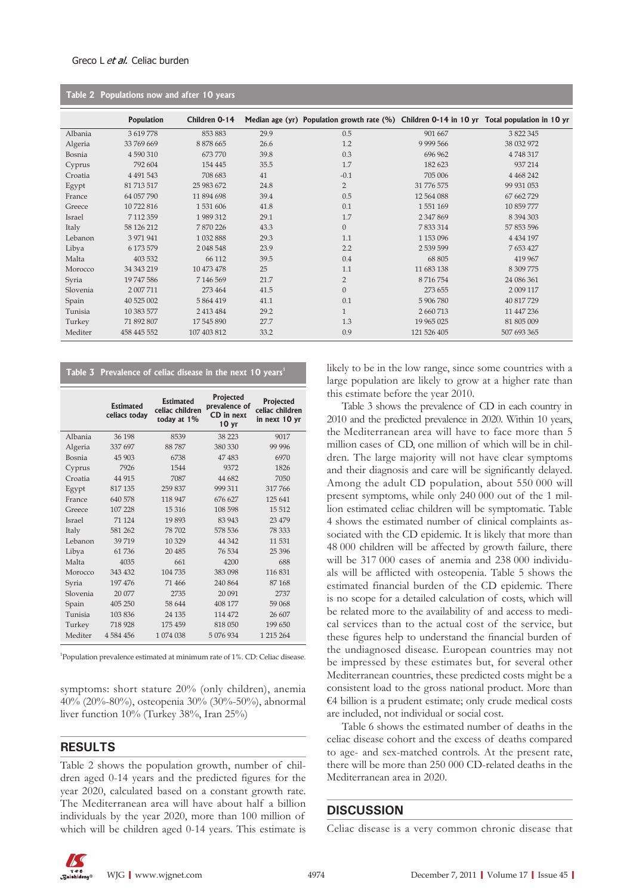**Table 2 Populations now and after 10 years**

| | Population | Children 0-14 | Median age (yr) | Population growth rate (%) | Children 0-14 in 10 yr | Total population in 10 yr |
|---|---|---|---|---|---|---|
| Albania | 3 619 778 | 853 883 | 29.9 | 0.5 | 901 667 | 3 822 345 |
| Algeria | 33 769 669 | 8 878 665 | 26.6 | 1.2 | 9 999 566 | 38 032 972 |
| Bosnia | 4 590 310 | 673 770 | 39.8 | 0.3 | 696 962 | 4 748 317 |
| Cyprus | 792 604 | 154 445 | 35.5 | 1.7 | 182 623 | 937 214 |
| Croatia | 4 491 543 | 708 683 | 41 | -0.1 | 705 006 | 4 468 242 |
| Egypt | 81 713 517 | 25 983 672 | 24.8 | 2 | 31 776 575 | 99 931 053 |
| France | 64 057 790 | 11 894 698 | 39.4 | 0.5 | 12 564 088 | 67 662 729 |
| Greece | 10 722 816 | 1 531 606 | 41.8 | 0.1 | 1 551 169 | 10 859 777 |
| Israel | 7 112 359 | 1 989 312 | 29.1 | 1.7 | 2 347 869 | 8 394 303 |
| Italy | 58 126 212 | 7 870 226 | 43.3 | 0 | 7 833 314 | 57 853 596 |
| Lebanon | 3 971 941 | 1 032 888 | 29.3 | 1.1 | 1 153 096 | 4 434 197 |
| Libya | 6 173 579 | 2 048 548 | 23.9 | 2.2 | 2 539 599 | 7 653 427 |
| Malta | 403 532 | 66 112 | 39.5 | 0.4 | 68 805 | 419 967 |
| Morocco | 34 343 219 | 10 473 478 | 25 | 1.1 | 11 683 138 | 8 309 775 |
| Syria | 19 747 586 | 7 146 569 | 21.7 | 2 | 8 716 754 | 24 086 361 |
| Slovenia | 2 007 711 | 273 464 | 41.5 | 0 | 273 655 | 2 009 117 |
| Spain | 40 525 002 | 5 864 419 | 41.1 | 0.1 | 5 906 780 | 40 817 729 |
| Tunisia | 10 383 577 | 2 413 484 | 29.2 | 1 | 2 660 713 | 11 447 236 |
| Turkey | 71 892 807 | 17 545 890 | 27.7 | 1.3 | 19 965 025 | 81 805 009 |
| Mediter | 458 445 552 | 107 403 812 | 33.2 | 0.9 | 121 526 405 | 507 693 365 |

**Table 3 Prevalence of celiac disease in the next 10 years**[1]

| | Estimated celiacs today | Estimated celiac children today at 1% | Projected prevalence of CD in next 10 yr | Projected celiac children in next 10 yr |
|---|---|---|---|---|
| Albania | 36 198 | 8539 | 38 223 | 9017 |
| Algeria | 337 697 | 88 787 | 380 330 | 99 996 |
| Bosnia | 45 903 | 6738 | 47 483 | 6970 |
| Cyprus | 7926 | 1544 | 9372 | 1826 |
| Croatia | 44 915 | 7087 | 44 682 | 7050 |
| Egypt | 817 135 | 259 837 | 999 311 | 317 766 |
| France | 640 578 | 118 947 | 676 627 | 125 641 |
| Greece | 107 228 | 15 316 | 108 598 | 15 512 |
| Israel | 71 124 | 19 893 | 83 943 | 23 479 |
| Italy | 581 262 | 78 702 | 578 536 | 78 333 |
| Lebanon | 39 719 | 10 329 | 44 342 | 11 531 |
| Libya | 61 736 | 20 485 | 76 534 | 25 396 |
| Malta | 4035 | 661 | 4200 | 688 |
| Morocco | 343 432 | 104 735 | 383 098 | 116 831 |
| Syria | 197 476 | 71 466 | 240 864 | 87 168 |
| Slovenia | 20 077 | 2735 | 20 091 | 2737 |
| Spain | 405 250 | 58 644 | 408 177 | 59 068 |
| Tunisia | 103 836 | 24 135 | 114 472 | 26 607 |
| Turkey | 718 928 | 175 459 | 818 050 | 199 650 |
| Mediter | 4 584 456 | 1 074 038 | 5 076 934 | 1 215 264 |

[1]Population prevalence estimated at minimum rate of 1%. CD: Celiac disease.

symptoms: short stature 20% (only children), anemia 40% (20%-80%), osteopenia 30% (30%-50%), abnormal liver function 10% (Turkey 38%, Iran 25%)

## RESULTS

Table 2 shows the population growth, number of children aged 0-14 years and the predicted figures for the year 2020, calculated based on a constant growth rate. The Mediterranean area will have about half a billion individuals by the year 2020, more than 100 million of which will be children aged 0-14 years. This estimate is likely to be in the low range, since some countries with a large population are likely to grow at a higher rate than this estimate before the year 2010.

Table 3 shows the prevalence of CD in each country in 2010 and the predicted prevalence in 2020. Within 10 years, the Mediterranean area will have to face more than 5 million cases of CD, one million of which will be in children. The large majority will not have clear symptoms and their diagnosis and care will be significantly delayed. Among the adult CD population, about 550 000 will present symptoms, while only 240 000 out of the 1 million estimated celiac children will be symptomatic. Table 4 shows the estimated number of clinical complaints associated with the CD epidemic. It is likely that more than 48 000 children will be affected by growth failure, there will be 317 000 cases of anemia and 238 000 individuals will be afflicted with osteopenia. Table 5 shows the estimated financial burden of the CD epidemic. There is no scope for a detailed calculation of costs, which will be related more to the availability of and access to medical services than to the actual cost of the service, but these figures help to understand the financial burden of the undiagnosed disease. European countries may not be impressed by these estimates but, for several other Mediterranean countries, these predicted costs might be a consistent load to the gross national product. More than €4 billion is a prudent estimate; only crude medical costs are included, not individual or social cost.

Table 6 shows the estimated number of deaths in the celiac disease cohort and the excess of deaths compared to age- and sex-matched controls. At the present rate, there will be more than 250 000 CD-related deaths in the Mediterranean area in 2020.

## DISCUSSION

Celiac disease is a very common chronic disease that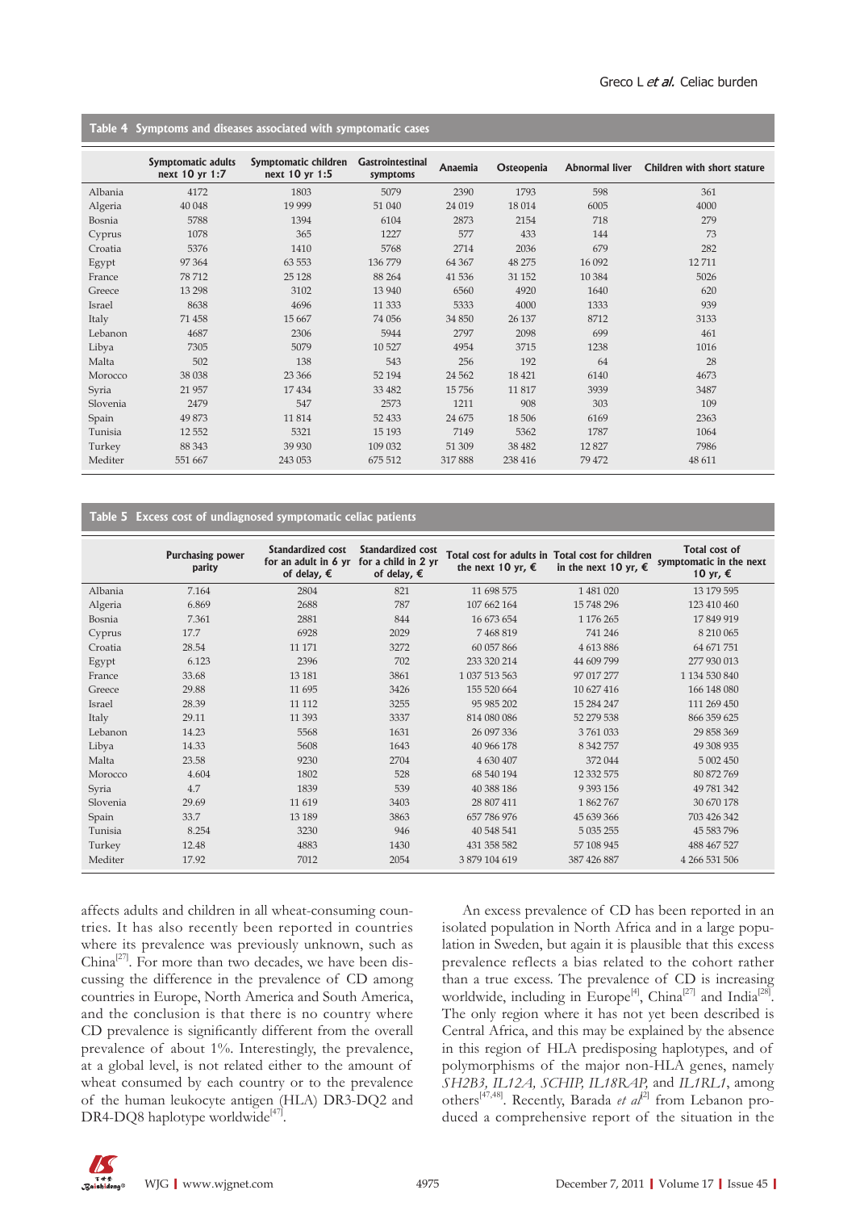**Table 4 Symptoms and diseases associated with symptomatic cases**

| | Symptomatic adults next 10 yr 1:7 | Symptomatic children next 10 yr 1:5 | Gastrointestinal symptoms | Anaemia | Osteopenia | Abnormal liver | Children with short stature |
|---|---|---|---|---|---|---|---|
| Albania | 4172 | 1803 | 5079 | 2390 | 1793 | 598 | 361 |
| Algeria | 40 048 | 19 999 | 51 040 | 24 019 | 18 014 | 6005 | 4000 |
| Bosnia | 5788 | 1394 | 6104 | 2873 | 2154 | 718 | 279 |
| Cyprus | 1078 | 365 | 1227 | 577 | 433 | 144 | 73 |
| Croatia | 5376 | 1410 | 5768 | 2714 | 2036 | 679 | 282 |
| Egypt | 97 364 | 63 553 | 136 779 | 64 367 | 48 275 | 16 092 | 12 711 |
| France | 78 712 | 25 128 | 88 264 | 41 536 | 31 152 | 10 384 | 5026 |
| Greece | 13 298 | 3102 | 13 940 | 6560 | 4920 | 1640 | 620 |
| Israel | 8638 | 4696 | 11 333 | 5333 | 4000 | 1333 | 939 |
| Italy | 71 458 | 15 667 | 74 056 | 34 850 | 26 137 | 8712 | 3133 |
| Lebanon | 4687 | 2306 | 5944 | 2797 | 2098 | 699 | 461 |
| Libya | 7305 | 5079 | 10 527 | 4954 | 3715 | 1238 | 1016 |
| Malta | 502 | 138 | 543 | 256 | 192 | 64 | 28 |
| Morocco | 38 038 | 23 366 | 52 194 | 24 562 | 18 421 | 6140 | 4673 |
| Syria | 21 957 | 17 434 | 33 482 | 15 756 | 11 817 | 3939 | 3487 |
| Slovenia | 2479 | 547 | 2573 | 1211 | 908 | 303 | 109 |
| Spain | 49 873 | 11 814 | 52 433 | 24 675 | 18 506 | 6169 | 2363 |
| Tunisia | 12 552 | 5321 | 15 193 | 7149 | 5362 | 1787 | 1064 |
| Turkey | 88 343 | 39 930 | 109 032 | 51 309 | 38 482 | 12 827 | 7986 |
| Mediter | 551 667 | 243 053 | 675 512 | 317 888 | 238 416 | 79 472 | 48 611 |

**Table 5 Excess cost of undiagnosed symptomatic celiac patients**

| | Purchasing power parity | Standardized cost for an adult in 6 yr of delay, € | Standardized cost for a child in 2 yr of delay, € | Total cost for adults in the next 10 yr, € | Total cost for children in the next 10 yr, € | Total cost of symptomatic in the next 10 yr, € |
|---|---|---|---|---|---|---|
| Albania | 7.164 | 2804 | 821 | 11 698 575 | 1 481 020 | 13 179 595 |
| Algeria | 6.869 | 2688 | 787 | 107 662 164 | 15 748 296 | 123 410 460 |
| Bosnia | 7.361 | 2881 | 844 | 16 673 654 | 1 176 265 | 17 849 919 |
| Cyprus | 17.7 | 6928 | 2029 | 7 468 819 | 741 246 | 8 210 065 |
| Croatia | 28.54 | 11 171 | 3272 | 60 057 866 | 4 613 886 | 64 671 751 |
| Egypt | 6.123 | 2396 | 702 | 233 320 214 | 44 609 799 | 277 930 013 |
| France | 33.68 | 13 181 | 3861 | 1 037 513 563 | 97 017 277 | 1 134 530 840 |
| Greece | 29.88 | 11 695 | 3426 | 155 520 664 | 10 627 416 | 166 148 080 |
| Israel | 28.39 | 11 112 | 3255 | 95 985 202 | 15 284 247 | 111 269 450 |
| Italy | 29.11 | 11 393 | 3337 | 814 080 086 | 52 279 538 | 866 359 625 |
| Lebanon | 14.23 | 5568 | 1631 | 26 097 336 | 3 761 033 | 29 858 369 |
| Libya | 14.33 | 5608 | 1643 | 40 966 178 | 8 342 757 | 49 308 935 |
| Malta | 23.58 | 9230 | 2704 | 4 630 407 | 372 044 | 5 002 450 |
| Morocco | 4.604 | 1802 | 528 | 68 540 194 | 12 332 575 | 80 872 769 |
| Syria | 4.7 | 1839 | 539 | 40 388 186 | 9 393 156 | 49 781 342 |
| Slovenia | 29.69 | 11 619 | 3403 | 28 807 411 | 1 862 767 | 30 670 178 |
| Spain | 33.7 | 13 189 | 3863 | 657 786 976 | 45 639 366 | 703 426 342 |
| Tunisia | 8.254 | 3230 | 946 | 40 548 541 | 5 035 255 | 45 583 796 |
| Turkey | 12.48 | 4883 | 1430 | 431 358 582 | 57 108 945 | 488 467 527 |
| Mediter | 17.92 | 7012 | 2054 | 3 879 104 619 | 387 426 887 | 4 266 531 506 |

affects adults and children in all wheat-consuming countries. It has also recently been reported in countries where its prevalence was previously unknown, such as China[27]. For more than two decades, we have been discussing the difference in the prevalence of CD among countries in Europe, North America and South America, and the conclusion is that there is no country where CD prevalence is significantly different from the overall prevalence of about 1%. Interestingly, the prevalence, at a global level, is not related either to the amount of wheat consumed by each country or to the prevalence of the human leukocyte antigen (HLA) DR3-DQ2 and DR4-DQ8 haplotype worldwide[47].

An excess prevalence of CD has been reported in an isolated population in North Africa and in a large population in Sweden, but again it is plausible that this excess prevalence reflects a bias related to the cohort rather than a true excess. The prevalence of CD is increasing worldwide, including in Europe[4], China[27] and India[28]. The only region where it has not yet been described is Central Africa, and this may be explained by the absence in this region of HLA predisposing haplotypes, and of polymorphisms of the major non-HLA genes, namely *SH2B3, IL12A, SCHIP, IL18RAP,* and *IL1RL1*, among others[47,48]. Recently, Barada *et al*[2] from Lebanon produced a comprehensive report of the situation in the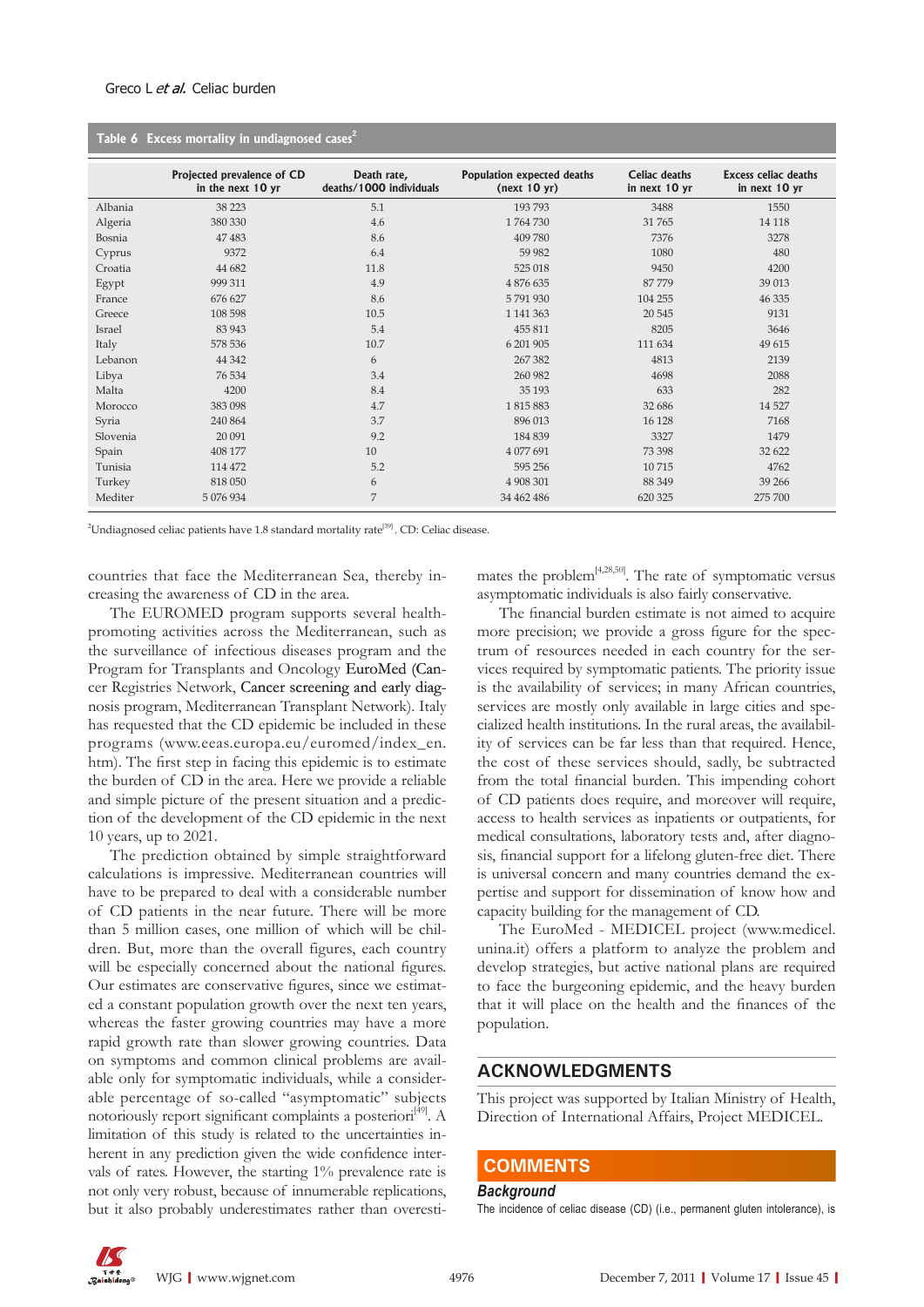**Table 6 Excess mortality in undiagnosed cases[2]**

| | Projected prevalence of CD in the next 10 yr | Death rate, deaths/1000 individuals | Population expected deaths (next 10 yr) | Celiac deaths in next 10 yr | Excess celiac deaths in next 10 yr |
|---|---|---|---|---|---|
| Albania | 38 223 | 5.1 | 193 793 | 3488 | 1550 |
| Algeria | 380 330 | 4.6 | 1 764 730 | 31 765 | 14 118 |
| Bosnia | 47 483 | 8.6 | 409 780 | 7376 | 3278 |
| Cyprus | 9372 | 6.4 | 59 982 | 1080 | 480 |
| Croatia | 44 682 | 11.8 | 525 018 | 9450 | 4200 |
| Egypt | 999 311 | 4.9 | 4 876 635 | 87 779 | 39 013 |
| France | 676 627 | 8.6 | 5 791 930 | 104 255 | 46 335 |
| Greece | 108 598 | 10.5 | 1 141 363 | 20 545 | 9131 |
| Israel | 83 943 | 5.4 | 455 811 | 8205 | 3646 |
| Italy | 578 536 | 10.7 | 6 201 905 | 111 634 | 49 615 |
| Lebanon | 44 342 | 6 | 267 382 | 4813 | 2139 |
| Libya | 76 534 | 3.4 | 260 982 | 4698 | 2088 |
| Malta | 4200 | 8.4 | 35 193 | 633 | 282 |
| Morocco | 383 098 | 4.7 | 1 815 883 | 32 686 | 14 527 |
| Syria | 240 864 | 3.7 | 896 013 | 16 128 | 7168 |
| Slovenia | 20 091 | 9.2 | 184 839 | 3327 | 1479 |
| Spain | 408 177 | 10 | 4 077 691 | 73 398 | 32 622 |
| Tunisia | 114 472 | 5.2 | 595 256 | 10 715 | 4762 |
| Turkey | 818 050 | 6 | 4 908 301 | 88 349 | 39 266 |
| Mediter | 5 076 934 | 7 | 34 462 486 | 620 325 | 275 700 |

[2]Undiagnosed celiac patients have 1.8 standard mortality rate[39]. CD: Celiac disease.

countries that face the Mediterranean Sea, thereby increasing the awareness of CD in the area.

The EUROMED program supports several health-promoting activities across the Mediterranean, such as the surveillance of infectious diseases program and the Program for Transplants and Oncology EuroMed (Cancer Registries Network, Cancer screening and early diagnosis program, Mediterranean Transplant Network). Italy has requested that the CD epidemic be included in these programs (www.eeas.europa.eu/euromed/index_en.htm). The first step in facing this epidemic is to estimate the burden of CD in the area. Here we provide a reliable and simple picture of the present situation and a prediction of the development of the CD epidemic in the next 10 years, up to 2021.

The prediction obtained by simple straightforward calculations is impressive. Mediterranean countries will have to be prepared to deal with a considerable number of CD patients in the near future. There will be more than 5 million cases, one million of which will be children. But, more than the overall figures, each country will be especially concerned about the national figures. Our estimates are conservative figures, since we estimated a constant population growth over the next ten years, whereas the faster growing countries may have a more rapid growth rate than slower growing countries. Data on symptoms and common clinical problems are available only for symptomatic individuals, while a considerable percentage of so-called "asymptomatic" subjects notoriously report significant complaints a posteriori[49]. A limitation of this study is related to the uncertainties inherent in any prediction given the wide confidence intervals of rates. However, the starting 1% prevalence rate is not only very robust, because of innumerable replications, but it also probably underestimates rather than overestimates the problem[4,28,50]. The rate of symptomatic versus asymptomatic individuals is also fairly conservative.

The financial burden estimate is not aimed to acquire more precision; we provide a gross figure for the spectrum of resources needed in each country for the services required by symptomatic patients. The priority issue is the availability of services; in many African countries, services are mostly only available in large cities and specialized health institutions. In the rural areas, the availability of services can be far less than that required. Hence, the cost of these services should, sadly, be subtracted from the total financial burden. This impending cohort of CD patients does require, and moreover will require, access to health services as inpatients or outpatients, for medical consultations, laboratory tests and, after diagnosis, financial support for a lifelong gluten-free diet. There is universal concern and many countries demand the expertise and support for dissemination of know how and capacity building for the management of CD.

The EuroMed - MEDICEL project (www.medicel.unina.it) offers a platform to analyze the problem and develop strategies, but active national plans are required to face the burgeoning epidemic, and the heavy burden that it will place on the health and the finances of the population.

## ACKNOWLEDGMENTS

This project was supported by Italian Ministry of Health, Direction of International Affairs, Project MEDICEL.

## COMMENTS

### *Background*

The incidence of celiac disease (CD) (i.e., permanent gluten intolerance), is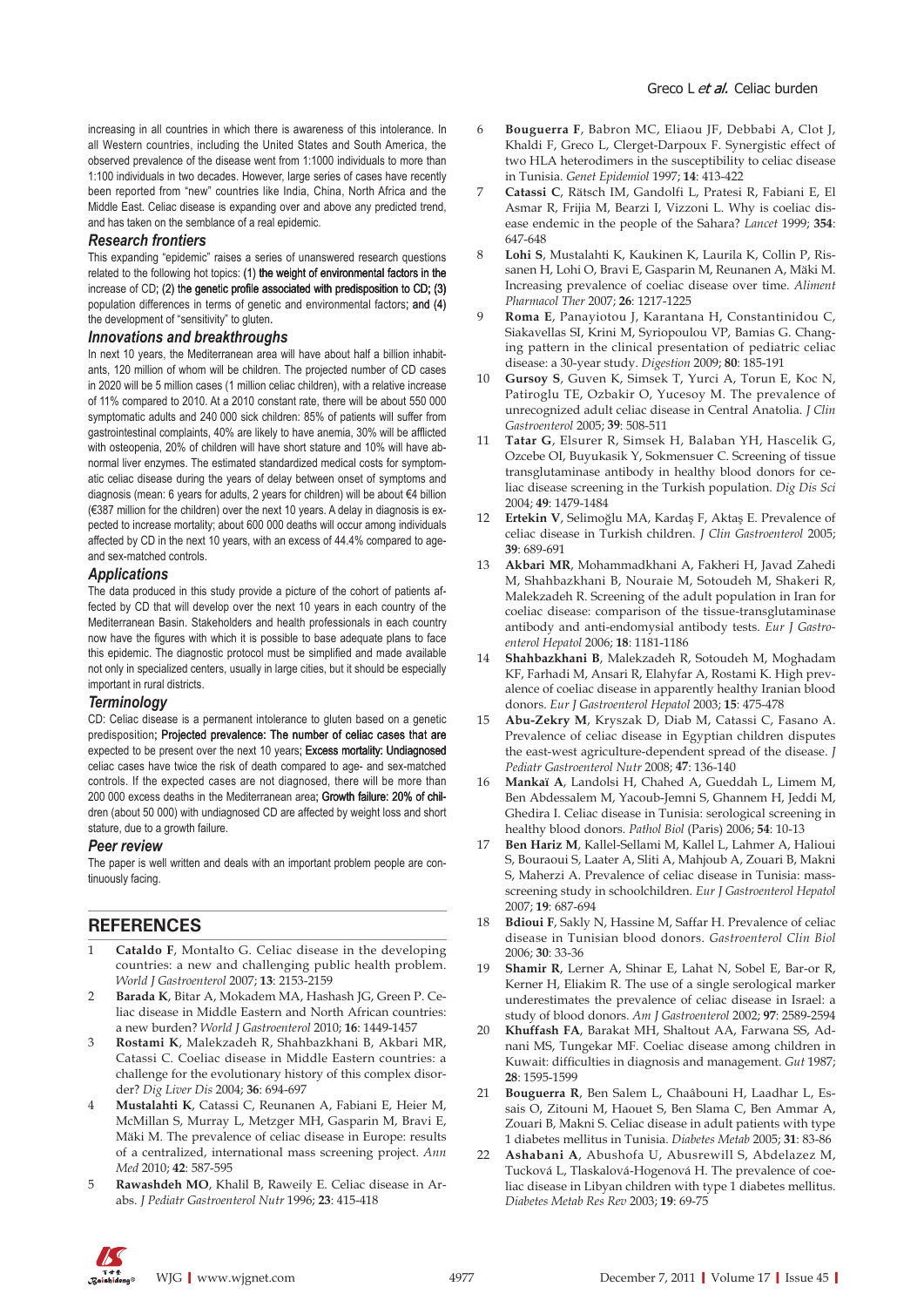increasing in all countries in which there is awareness of this intolerance. In all Western countries, including the United States and South America, the observed prevalence of the disease went from 1:1000 individuals to more than 1:100 individuals in two decades. However, large series of cases have recently been reported from "new" countries like India, China, North Africa and the Middle East. Celiac disease is expanding over and above any predicted trend, and has taken on the semblance of a real epidemic.

### Research frontiers

This expanding "epidemic" raises a series of unanswered research questions related to the following hot topics: (1) the weight of environmental factors in the increase of CD; (2) the genetic profile associated with predisposition to CD; (3) population differences in terms of genetic and environmental factors; and (4) the development of "sensitivity" to gluten.

### Innovations and breakthroughs

In next 10 years, the Mediterranean area will have about half a billion inhabitants, 120 million of whom will be children. The projected number of CD cases in 2020 will be 5 million cases (1 million celiac children), with a relative increase of 11% compared to 2010. At a 2010 constant rate, there will be about 550 000 symptomatic adults and 240 000 sick children: 85% of patients will suffer from gastrointestinal complaints, 40% are likely to have anemia, 30% will be afflicted with osteopenia, 20% of children will have short stature and 10% will have abnormal liver enzymes. The estimated standardized medical costs for symptomatic celiac disease during the years of delay between onset of symptoms and diagnosis (mean: 6 years for adults, 2 years for children) will be about €4 billion (€387 million for the children) over the next 10 years. A delay in diagnosis is expected to increase mortality; about 600 000 deaths will occur among individuals affected by CD in the next 10 years, with an excess of 44.4% compared to age- and sex-matched controls.

### Applications

The data produced in this study provide a picture of the cohort of patients affected by CD that will develop over the next 10 years in each country of the Mediterranean Basin. Stakeholders and health professionals in each country now have the figures with which it is possible to base adequate plans to face this epidemic. The diagnostic protocol must be simplified and made available not only in specialized centers, usually in large cities, but it should be especially important in rural districts.

### Terminology

CD: Celiac disease is a permanent intolerance to gluten based on a genetic predisposition; Projected prevalence: The number of celiac cases that are expected to be present over the next 10 years; Excess mortality: Undiagnosed celiac cases have twice the risk of death compared to age- and sex-matched controls. If the expected cases are not diagnosed, there will be more than 200 000 excess deaths in the Mediterranean area; Growth failure: 20% of children (about 50 000) with undiagnosed CD are affected by weight loss and short stature, due to a growth failure.

### Peer review

The paper is well written and deals with an important problem people are continuously facing.

## REFERENCES

1. **Cataldo F**, Montalto G. Celiac disease in the developing countries: a new and challenging public health problem. *World J Gastroenterol* 2007; **13**: 2153-2159
2. **Barada K**, Bitar A, Mokadem MA, Hashash JG, Green P. Celiac disease in Middle Eastern and North African countries: a new burden? *World J Gastroenterol* 2010; **16**: 1449-1457
3. **Rostami K**, Malekzadeh R, Shahbazkhani B, Akbari MR, Catassi C. Coeliac disease in Middle Eastern countries: a challenge for the evolutionary history of this complex disorder? *Dig Liver Dis* 2004; **36**: 694-697
4. **Mustalahti K**, Catassi C, Reunanen A, Fabiani E, Heier M, McMillan S, Murray L, Metzger MH, Gasparin M, Bravi E, Mäki M. The prevalence of celiac disease in Europe: results of a centralized, international mass screening project. *Ann Med* 2010; **42**: 587-595
5. **Rawashdeh MO**, Khalil B, Raweily E. Celiac disease in Arabs. *J Pediatr Gastroenterol Nutr* 1996; **23**: 415-418
6. **Bouguerra F**, Babron MC, Eliaou JF, Debbabi A, Clot J, Khaldi F, Greco L, Clerget-Darpoux F. Synergistic effect of two HLA heterodimers in the susceptibility to celiac disease in Tunisia. *Genet Epidemiol* 1997; **14**: 413-422
7. **Catassi C**, Rätsch IM, Gandolfi L, Pratesi R, Fabiani E, El Asmar R, Frijia M, Bearzi I, Vizzoni L. Why is coeliac disease endemic in the people of the Sahara? *Lancet* 1999; **354**: 647-648
8. **Lohi S**, Mustalahti K, Kaukinen K, Laurila K, Collin P, Rissanen H, Lohi O, Bravi E, Gasparin M, Reunanen A, Mäki M. Increasing prevalence of coeliac disease over time. *Aliment Pharmacol Ther* 2007; **26**: 1217-1225
9. **Roma E**, Panayiotou J, Karantana H, Constantinidou C, Siakavellas SI, Krini M, Syriopoulou VP, Bamias G. Changing pattern in the clinical presentation of pediatric celiac disease: a 30-year study. *Digestion* 2009; **80**: 185-191
10. **Gursoy S**, Guven K, Simsek T, Yurci A, Torun E, Koc N, Patiroglu TE, Ozbakir O, Yucesoy M. The prevalence of unrecognized adult celiac disease in Central Anatolia. *J Clin Gastroenterol* 2005; **39**: 508-511
11. **Tatar G**, Elsurer R, Simsek H, Balaban YH, Hascelik G, Ozcebe OI, Buyukasik Y, Sokmensuer C. Screening of tissue transglutaminase antibody in healthy blood donors for celiac disease screening in the Turkish population. *Dig Dis Sci* 2004; **49**: 1479-1484
12. **Ertekin V**, Selimoğlu MA, Kardaş F, Aktaş E. Prevalence of celiac disease in Turkish children. *J Clin Gastroenterol* 2005; **39**: 689-691
13. **Akbari MR**, Mohammadkhani A, Fakheri H, Javad Zahedi M, Shahbazkhani B, Nouraie M, Sotoudeh M, Shakeri R, Malekzadeh R. Screening of the adult population in Iran for coeliac disease: comparison of the tissue-transglutaminase antibody and anti-endomysial antibody tests. *Eur J Gastroenterol Hepatol* 2006; **18**: 1181-1186
14. **Shahbazkhani B**, Malekzadeh R, Sotoudeh M, Moghadam KF, Farhadi M, Ansari R, Elahyfar A, Rostami K. High prevalence of coeliac disease in apparently healthy Iranian blood donors. *Eur J Gastroenterol Hepatol* 2003; **15**: 475-478
15. **Abu-Zekry M**, Kryszak D, Diab M, Catassi C, Fasano A. Prevalence of celiac disease in Egyptian children disputes the east-west agriculture-dependent spread of the disease. *J Pediatr Gastroenterol Nutr* 2008; **47**: 136-140
16. **Mankaï A**, Landolsi H, Chahed A, Gueddah L, Limem M, Ben Abdessalem M, Yacoub-Jemni S, Ghannem H, Jeddi M, Ghedira I. Celiac disease in Tunisia: serological screening in healthy blood donors. *Pathol Biol* (Paris) 2006; **54**: 10-13
17. **Ben Hariz M**, Kallel-Sellami M, Kallel L, Lahmer A, Halioui S, Bouraoui S, Laater A, Sliti A, Mahjoub A, Zouari B, Makni S, Maherzi A. Prevalence of celiac disease in Tunisia: mass-screening study in schoolchildren. *Eur J Gastroenterol Hepatol* 2007; **19**: 687-694
18. **Bdioui F**, Sakly N, Hassine M, Saffar H. Prevalence of celiac disease in Tunisian blood donors. *Gastroenterol Clin Biol* 2006; **30**: 33-36
19. **Shamir R**, Lerner A, Shinar E, Lahat N, Sobel E, Bar-or R, Kerner H, Eliakim R. The use of a single serological marker underestimates the prevalence of celiac disease in Israel: a study of blood donors. *Am J Gastroenterol* 2002; **97**: 2589-2594
20. **Khuffash FA**, Barakat MH, Shaltout AA, Farwana SS, Adnani MS, Tungekar MF. Coeliac disease among children in Kuwait: difficulties in diagnosis and management. *Gut* 1987; **28**: 1595-1599
21. **Bouguerra R**, Ben Salem L, Chaâbouni H, Laadhar L, Essais O, Zitouni M, Haouet S, Ben Slama C, Ben Ammar A, Zouari B, Makni S. Celiac disease in adult patients with type 1 diabetes mellitus in Tunisia. *Diabetes Metab* 2005; **31**: 83-86
22. **Ashabani A**, Abushofa U, Abusrewill S, Abdelazez M, Tucková L, Tlaskalová-Hogenová H. The prevalence of coeliac disease in Libyan children with type 1 diabetes mellitus. *Diabetes Metab Res Rev* 2003; **19**: 69-75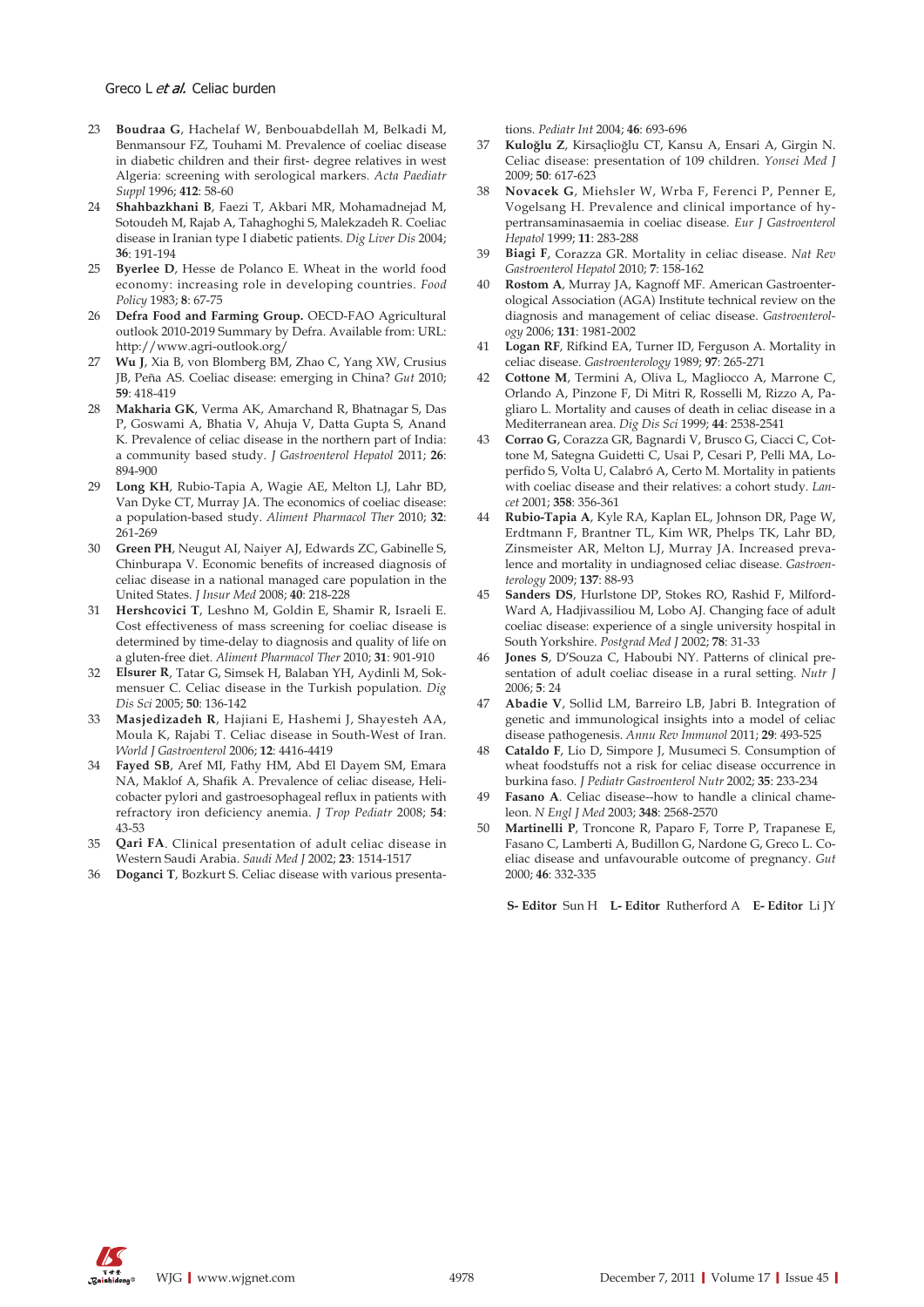23 **Boudraa G**, Hachelaf W, Benbouabdellah M, Belkadi M, Benmansour FZ, Touhami M. Prevalence of coeliac disease in diabetic children and their first- degree relatives in west Algeria: screening with serological markers. *Acta Paediatr Suppl* 1996; **412**: 58-60

24 **Shahbazkhani B**, Faezi T, Akbari MR, Mohamadnejad M, Sotoudeh M, Rajab A, Tahaghoghi S, Malekzadeh R. Coeliac disease in Iranian type I diabetic patients. *Dig Liver Dis* 2004; **36**: 191-194

25 **Byerlee D**, Hesse de Polanco E. Wheat in the world food economy: increasing role in developing countries. *Food Policy* 1983; **8**: 67-75

26 **Defra Food and Farming Group.** OECD-FAO Agricultural outlook 2010-2019 Summary by Defra. Available from: URL: http://www.agri-outlook.org/

27 **Wu J**, Xia B, von Blomberg BM, Zhao C, Yang XW, Crusius JB, Peña AS. Coeliac disease: emerging in China? *Gut* 2010; **59**: 418-419

28 **Makharia GK**, Verma AK, Amarchand R, Bhatnagar S, Das P, Goswami A, Bhatia V, Ahuja V, Datta Gupta S, Anand K. Prevalence of celiac disease in the northern part of India: a community based study. *J Gastroenterol Hepatol* 2011; **26**: 894-900

29 **Long KH**, Rubio-Tapia A, Wagie AE, Melton LJ, Lahr BD, Van Dyke CT, Murray JA. The economics of coeliac disease: a population-based study. *Aliment Pharmacol Ther* 2010; **32**: 261-269

30 **Green PH**, Neugut AI, Naiyer AJ, Edwards ZC, Gabinelle S, Chinburapa V. Economic benefits of increased diagnosis of celiac disease in a national managed care population in the United States. *J Insur Med* 2008; **40**: 218-228

31 **Hershcovici T**, Leshno M, Goldin E, Shamir R, Israeli E. Cost effectiveness of mass screening for coeliac disease is determined by time-delay to diagnosis and quality of life on a gluten-free diet. *Aliment Pharmacol Ther* 2010; **31**: 901-910

32 **Elsurer R**, Tatar G, Simsek H, Balaban YH, Aydinli M, Sokmensuer C. Celiac disease in the Turkish population. *Dig Dis Sci* 2005; **50**: 136-142

33 **Masjedizadeh R**, Hajiani E, Hashemi J, Shayesteh AA, Moula K, Rajabi T. Celiac disease in South-West of Iran. *World J Gastroenterol* 2006; **12**: 4416-4419

34 **Fayed SB**, Aref MI, Fathy HM, Abd El Dayem SM, Emara NA, Maklof A, Shafik A. Prevalence of celiac disease, Helicobacter pylori and gastroesophageal reflux in patients with refractory iron deficiency anemia. *J Trop Pediatr* 2008; **54**: 43-53

35 **Qari FA**. Clinical presentation of adult celiac disease in Western Saudi Arabia. *Saudi Med J* 2002; **23**: 1514-1517

36 **Doganci T**, Bozkurt S. Celiac disease with various presentations. *Pediatr Int* 2004; **46**: 693-696

37 **Kuloğlu Z**, Kirsaçlioğlu CT, Kansu A, Ensari A, Girgin N. Celiac disease: presentation of 109 children. *Yonsei Med J* 2009; **50**: 617-623

38 **Novacek G**, Miehsler W, Wrba F, Ferenci P, Penner E, Vogelsang H. Prevalence and clinical importance of hypertransaminasaemia in coeliac disease. *Eur J Gastroenterol Hepatol* 1999; **11**: 283-288

39 **Biagi F**, Corazza GR. Mortality in celiac disease. *Nat Rev Gastroenterol Hepatol* 2010; **7**: 158-162

40 **Rostom A**, Murray JA, Kagnoff MF. American Gastroenterological Association (AGA) Institute technical review on the diagnosis and management of celiac disease. *Gastroenterology* 2006; **131**: 1981-2002

41 **Logan RF**, Rifkind EA, Turner ID, Ferguson A. Mortality in celiac disease. *Gastroenterology* 1989; **97**: 265-271

42 **Cottone M**, Termini A, Oliva L, Magliocco A, Marrone C, Orlando A, Pinzone F, Di Mitri R, Rosselli M, Rizzo A, Pagliaro L. Mortality and causes of death in celiac disease in a Mediterranean area. *Dig Dis Sci* 1999; **44**: 2538-2541

43 **Corrao G**, Corazza GR, Bagnardi V, Brusco G, Ciacci C, Cottone M, Sategna Guidetti C, Usai P, Cesari P, Pelli MA, Loperfido S, Volta U, Calabró A, Certo M. Mortality in patients with coeliac disease and their relatives: a cohort study. *Lancet* 2001; **358**: 356-361

44 **Rubio-Tapia A**, Kyle RA, Kaplan EL, Johnson DR, Page W, Erdtmann F, Brantner TL, Kim WR, Phelps TK, Lahr BD, Zinsmeister AR, Melton LJ, Murray JA. Increased prevalence and mortality in undiagnosed celiac disease. *Gastroenterology* 2009; **137**: 88-93

45 **Sanders DS**, Hurlstone DP, Stokes RO, Rashid F, Milford-Ward A, Hadjivassiliou M, Lobo AJ. Changing face of adult coeliac disease: experience of a single university hospital in South Yorkshire. *Postgrad Med J* 2002; **78**: 31-33

46 **Jones S**, D'Souza C, Haboubi NY. Patterns of clinical presentation of adult coeliac disease in a rural setting. *Nutr J* 2006; **5**: 24

47 **Abadie V**, Sollid LM, Barreiro LB, Jabri B. Integration of genetic and immunological insights into a model of celiac disease pathogenesis. *Annu Rev Immunol* 2011; **29**: 493-525

48 **Cataldo F**, Lio D, Simpore J, Musumeci S. Consumption of wheat foodstuffs not a risk for celiac disease occurrence in burkina faso. *J Pediatr Gastroenterol Nutr* 2002; **35**: 233-234

49 **Fasano A**. Celiac disease--how to handle a clinical chameleon. *N Engl J Med* 2003; **348**: 2568-2570

50 **Martinelli P**, Troncone R, Paparo F, Torre P, Trapanese E, Fasano C, Lamberti A, Budillon G, Nardone G, Greco L. Coeliac disease and unfavourable outcome of pregnancy. *Gut* 2000; **46**: 332-335

**S- Editor** Sun H **L- Editor** Rutherford A **E- Editor** Li JY